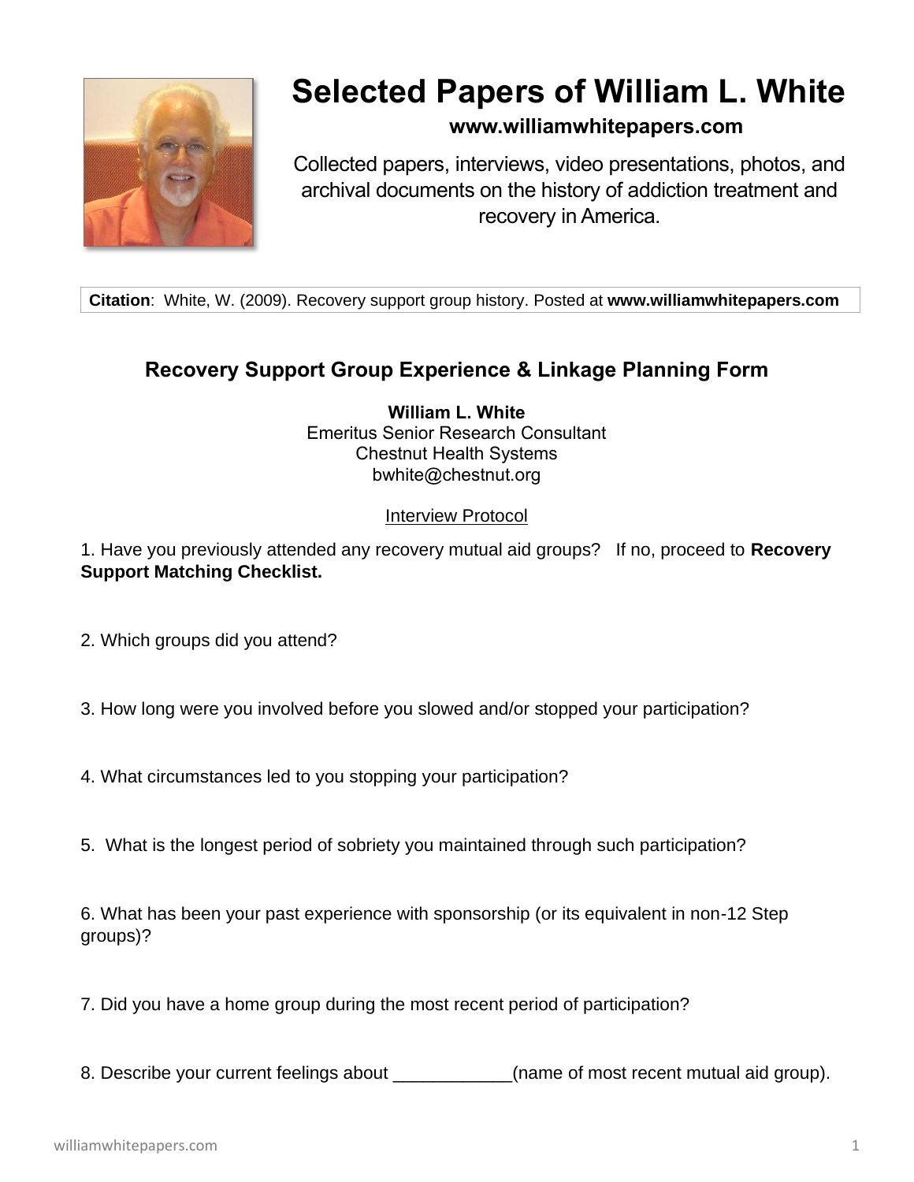# Selected Papers of William L. White

**www.williamwhitepapers.com**

Collected papers, interviews, video presentations, photos, and archival documents on the history of addiction treatment and recovery in America.

**Citation**: White, W. (2009). Recovery support group history. Posted at **www.williamwhitepapers.com**

## Recovery Support Group Experience & Linkage Planning Form

**William L. White**
Emeritus Senior Research Consultant
Chestnut Health Systems
bwhite@chestnut.org

Interview Protocol

1. Have you previously attended any recovery mutual aid groups? If no, proceed to **Recovery Support Matching Checklist.**

2. Which groups did you attend?

3. How long were you involved before you slowed and/or stopped your participation?

4. What circumstances led to you stopping your participation?

5. What is the longest period of sobriety you maintained through such participation?

6. What has been your past experience with sponsorship (or its equivalent in non-12 Step groups)?

7. Did you have a home group during the most recent period of participation?

8. Describe your current feelings about ____________(name of most recent mutual aid group).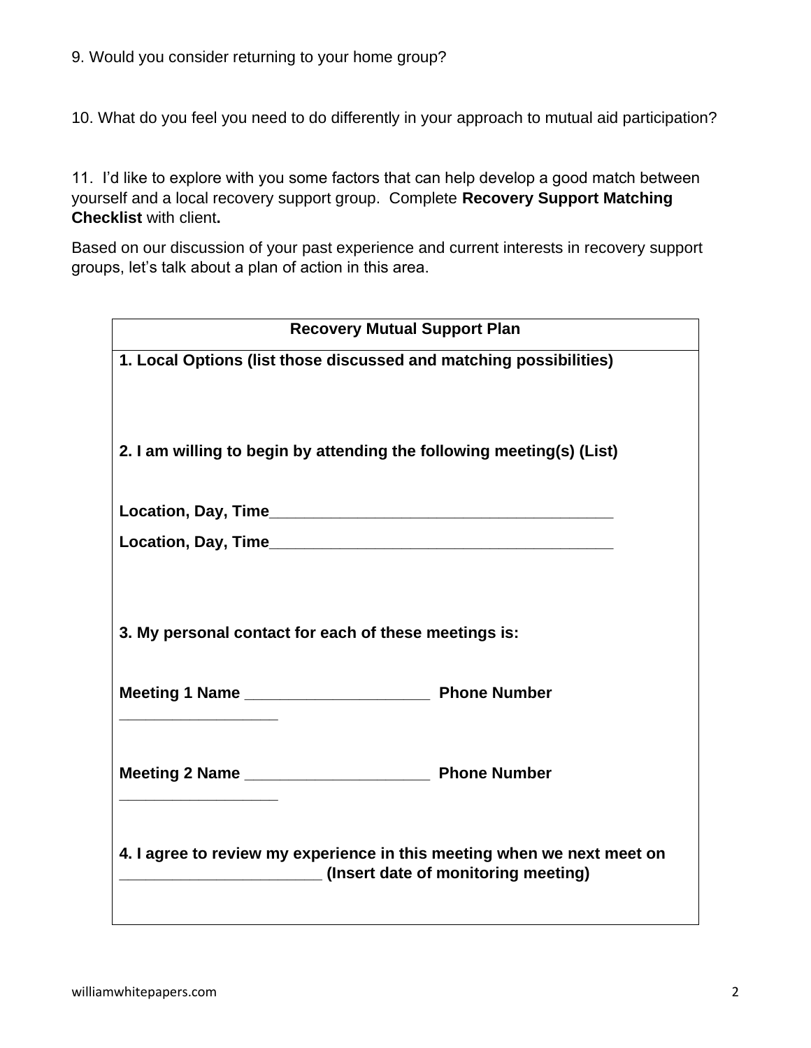9. Would you consider returning to your home group?

10. What do you feel you need to do differently in your approach to mutual aid participation?

11. I'd like to explore with you some factors that can help develop a good match between yourself and a local recovery support group. Complete **Recovery Support Matching Checklist** with client**.**

Based on our discussion of your past experience and current interests in recovery support groups, let's talk about a plan of action in this area.

| **Recovery Mutual Support Plan** |
|---|
| **1. Local Options (list those discussed and matching possibilities)**<br><br><br>**2. I am willing to begin by attending the following meeting(s) (List)**<br><br>**Location, Day, Time_______________________________________**<br>**Location, Day, Time_______________________________________**<br><br><br>**3. My personal contact for each of these meetings is:**<br><br>**Meeting 1 Name ____________________ Phone Number __________________**<br><br>**Meeting 2 Name ____________________ Phone Number __________________**<br><br>**4. I agree to review my experience in this meeting when we next meet on ______________________ (Insert date of monitoring meeting)** |